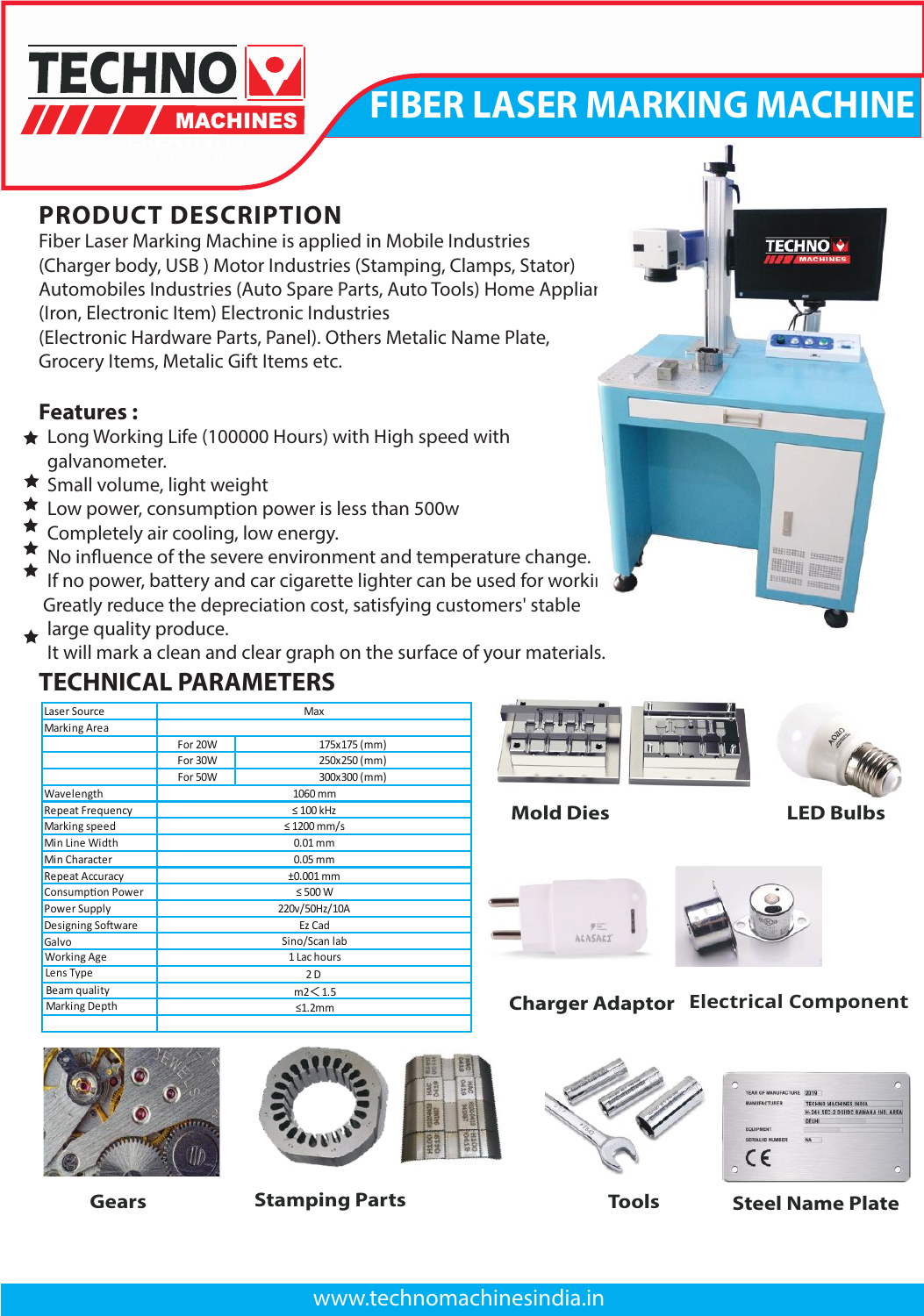# TECHNO MACHINES

# FIBER LASER MARKING MACHINE

## PRODUCT DESCRIPTION

Fiber Laser Marking Machine is applied in Mobile Industries (Charger body, USB ) Motor Industries (Stamping, Clamps, Stator) Automobiles Industries (Auto Spare Parts, Auto Tools) Home Applian (Iron, Electronic Item) Electronic Industries (Electronic Hardware Parts, Panel). Others Metalic Name Plate, Grocery Items, Metalic Gift Items etc.

## Features :

- Long Working Life (100000 Hours) with High speed with galvanometer.
- Small volume, light weight
- Low power, consumption power is less than 500w
- Completely air cooling, low energy.
- No influence of the severe environment and temperature change.
- If no power, battery and car cigarette lighter can be used for workin Greatly reduce the depreciation cost, satisfying customers' stable
- large quality produce. It will mark a clean and clear graph on the surface of your materials.

## TECHNICAL PARAMETERS

| Laser Source | Max | |
|---|---|---|
| Marking Area | | |
| | For 20W | 175x175 (mm) |
| | For 30W | 250x250 (mm) |
| | For 50W | 300x300 (mm) |
| Wavelength | 1060 mm | |
| Repeat Frequency | ≤ 100 kHz | |
| Marking speed | ≤ 1200 mm/s | |
| Min Line Width | 0.01 mm | |
| Min Character | 0.05 mm | |
| Repeat Accuracy | ±0.001 mm | |
| Consumption Power | ≤ 500 W | |
| Power Supply | 220v/50Hz/10A | |
| Designing Software | Ez Cad | |
| Galvo | Sino/Scan lab | |
| Working Age | 1 Lac hours | |
| Lens Type | 2 D | |
| Beam quality | m2 < 1.5 | |
| Marking Depth | ≤1.2mm | |

Mold Dies

LED Bulbs

Charger Adaptor

Electrical Component

Gears

Stamping Parts

Tools

Steel Name Plate

www.technomachinesindia.in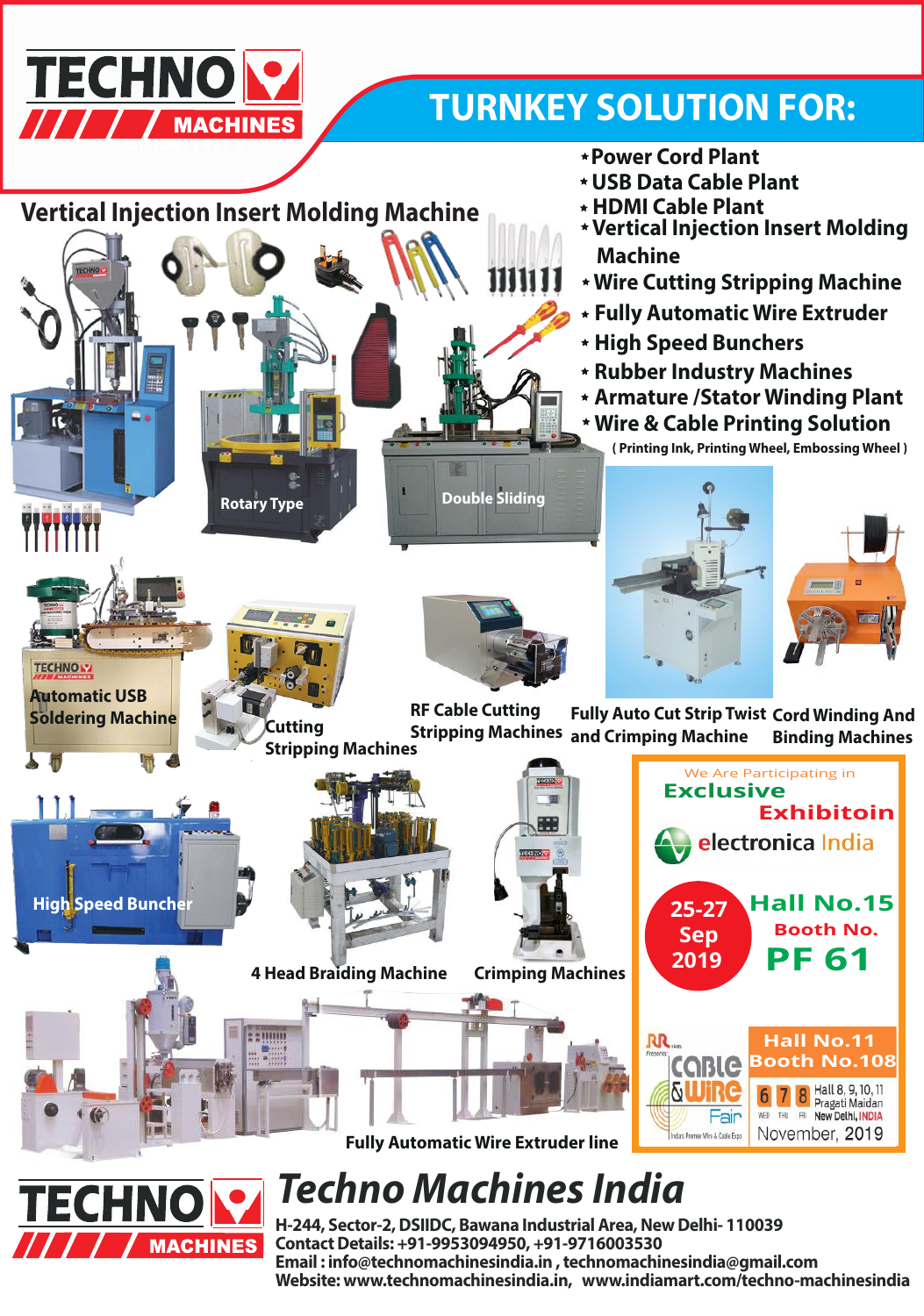# TECHNO MACHINES

## TURNKEY SOLUTION FOR:

- Power Cord Plant
- USB Data Cable Plant
- HDMI Cable Plant
- Vertical Injection Insert Molding Machine
- Wire Cutting Stripping Machine
- Fully Automatic Wire Extruder
- High Speed Bunchers
- Rubber Industry Machines
- Armature /Stator Winding Plant
- Wire & Cable Printing Solution
  (Printing Ink, Printing Wheel, Embossing Wheel)

## Vertical Injection Insert Molding Machine

Rotary Type

Double Sliding

Automatic USB Soldering Machine

Cutting Stripping Machines

RF Cable Cutting Stripping Machines

Fully Auto Cut Strip Twist and Crimping Machine

Cord Winding And Binding Machines

High Speed Buncher

4 Head Braiding Machine

Crimping Machines

Fully Automatic Wire Extruder line

We Are Participating in **Exclusive Exhibitoin**

electronica India

25-27 Sep 2019

Hall No.15
Booth No.
PF 61

Cable & Wire Fair

Hall No.11
Booth No.108

6 7 8 WED THU FRI
Hall 8, 9, 10, 11
Pragati Maidan
New Delhi, INDIA
November, 2019

# TECHNO MACHINES

## *Techno Machines India*

H-244, Sector-2, DSIIDC, Bawana Industrial Area, New Delhi- 110039
Contact Details: +91-9953094950, +91-9716003530
Email : info@technomachinesindia.in , technomachinesindia@gmail.com
Website: www.technomachinesindia.in, www.indiamart.com/techno-machinesindia